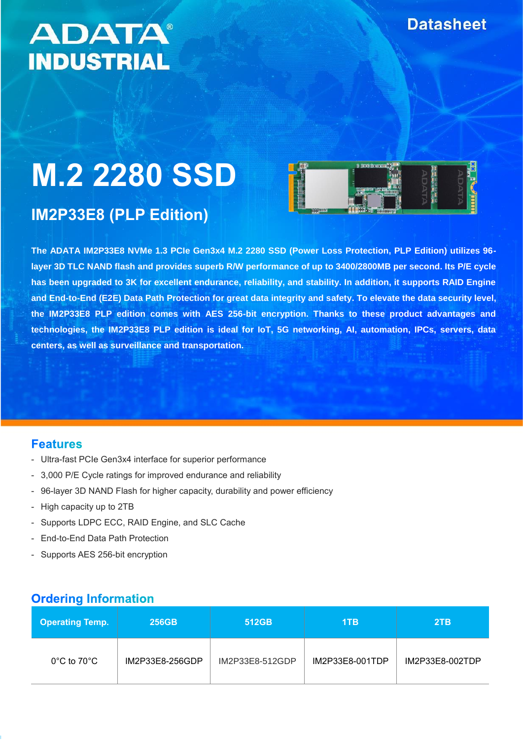ADATA® INDUSTRIAL

Datasheet

# M.2 2280 SSD

## IM2P33E8 (PLP Edition)

**The ADATA IM2P33E8 NVMe 1.3 PCIe Gen3x4 M.2 2280 SSD (Power Loss Protection, PLP Edition) utilizes 96-layer 3D TLC NAND flash and provides superb R/W performance of up to 3400/2800MB per second. Its P/E cycle has been upgraded to 3K for excellent endurance, reliability, and stability. In addition, it supports RAID Engine and End-to-End (E2E) Data Path Protection for great data integrity and safety. To elevate the data security level, the IM2P33E8 PLP edition comes with AES 256-bit encryption. Thanks to these product advantages and technologies, the IM2P33E8 PLP edition is ideal for IoT, 5G networking, AI, automation, IPCs, servers, data centers, as well as surveillance and transportation.**

## Features

- Ultra-fast PCIe Gen3x4 interface for superior performance
- 3,000 P/E Cycle ratings for improved endurance and reliability
- 96-layer 3D NAND Flash for higher capacity, durability and power efficiency
- High capacity up to 2TB
- Supports LDPC ECC, RAID Engine, and SLC Cache
- End-to-End Data Path Protection
- Supports AES 256-bit encryption

## Ordering Information

| Operating Temp. | 256GB | 512GB | 1TB | 2TB |
|---|---|---|---|---|
| 0°C to 70°C | IM2P33E8-256GDP | IM2P33E8-512GDP | IM2P33E8-001TDP | IM2P33E8-002TDP |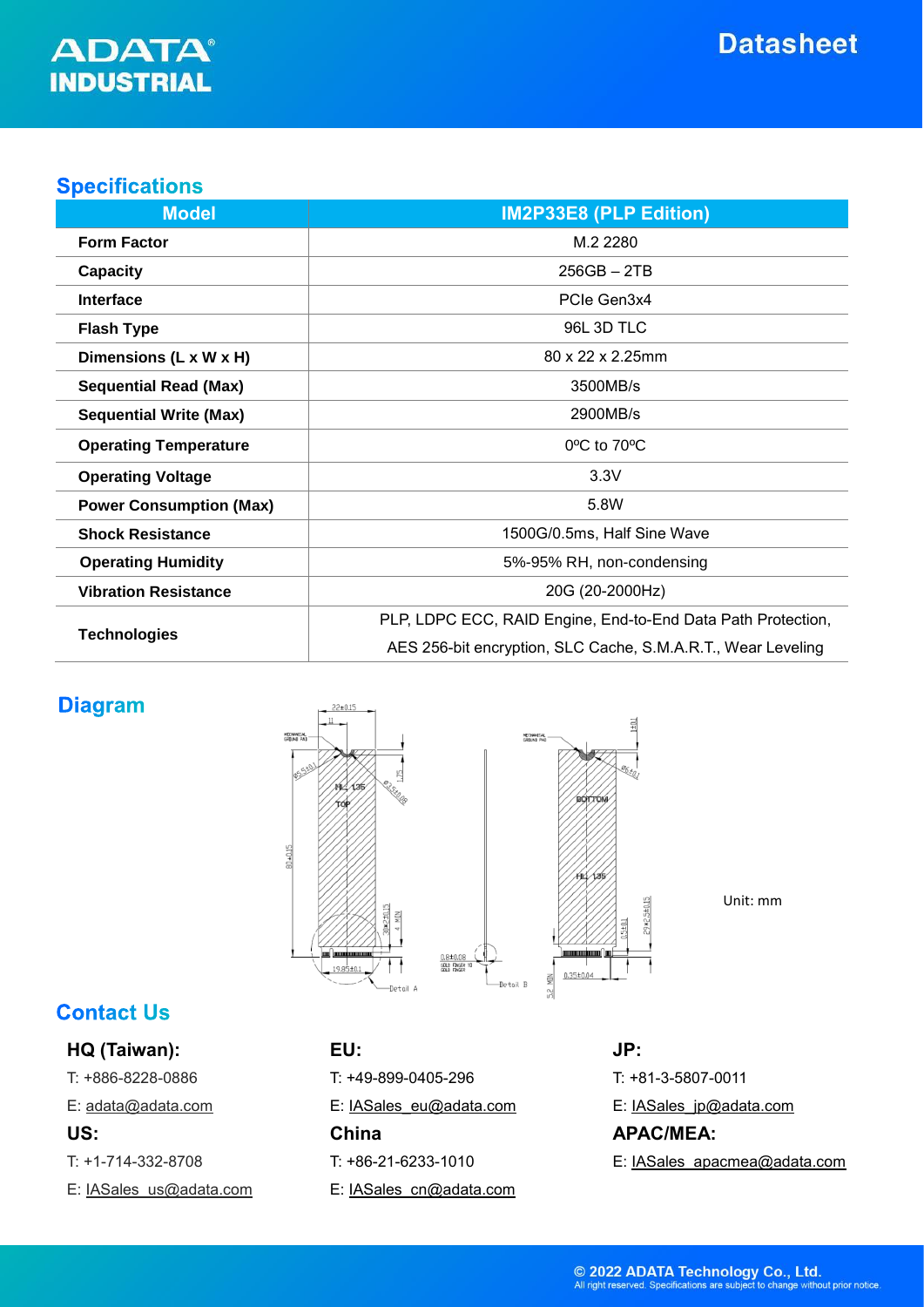## Specifications

| Model | IM2P33E8 (PLP Edition) |
|---|---|
| **Form Factor** | M.2 2280 |
| **Capacity** | 256GB – 2TB |
| **Interface** | PCIe Gen3x4 |
| **Flash Type** | 96L 3D TLC |
| **Dimensions (L x W x H)** | 80 x 22 x 2.25mm |
| **Sequential Read (Max)** | 3500MB/s |
| **Sequential Write (Max)** | 2900MB/s |
| **Operating Temperature** | 0ºC to 70ºC |
| **Operating Voltage** | 3.3V |
| **Power Consumption (Max)** | 5.8W |
| **Shock Resistance** | 1500G/0.5ms, Half Sine Wave |
| **Operating Humidity** | 5%-95% RH, non-condensing |
| **Vibration Resistance** | 20G (20-2000Hz) |
| **Technologies** | PLP, LDPC ECC, RAID Engine, End-to-End Data Path Protection, AES 256-bit encryption, SLC Cache, S.M.A.R.T., Wear Leveling |

## Diagram

Unit: mm

## Contact Us

**HQ (Taiwan):**
T: +886-8228-0886
E: adata@adata.com

**US:**
T: +1-714-332-8708
E: IASales_us@adata.com

**EU:**
T: +49-899-0405-296
E: IASales_eu@adata.com

**China**
T: +86-21-6233-1010
E: IASales_cn@adata.com

**JP:**
T: +81-3-5807-0011
E: IASales_jp@adata.com

**APAC/MEA:**
E: IASales_apacmea@adata.com

© 2022 ADATA Technology Co., Ltd.
All right reserved. Specifications are subject to change without prior notice.